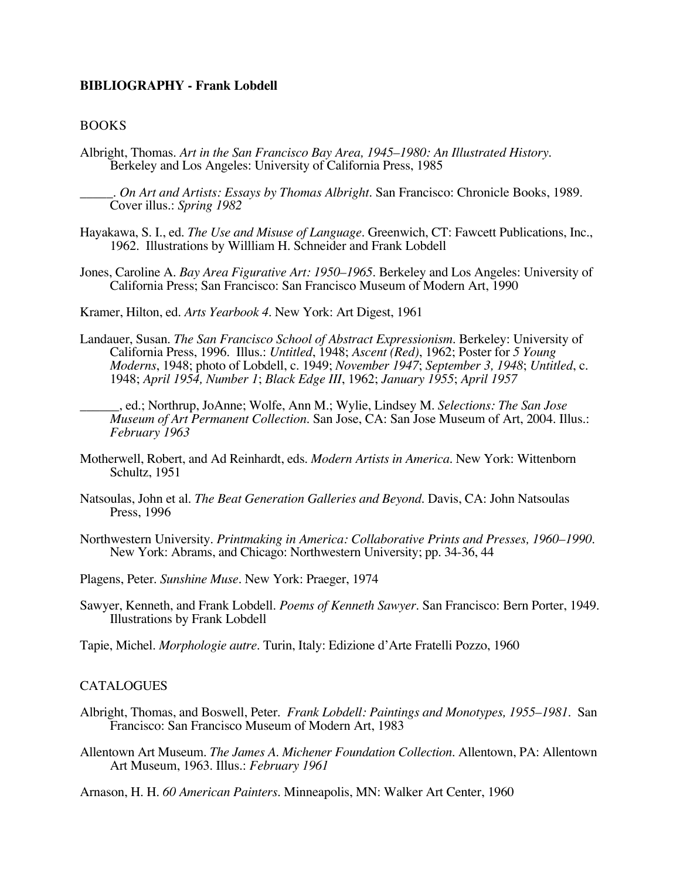**BIBLIOGRAPHY - Frank Lobdell**

BOOKS

Albright, Thomas. *Art in the San Francisco Bay Area, 1945–1980: An Illustrated History*. Berkeley and Los Angeles: University of California Press, 1985

_____. *On Art and Artists: Essays by Thomas Albright*. San Francisco: Chronicle Books, 1989. Cover illus.: *Spring 1982*

Hayakawa, S. I., ed. *The Use and Misuse of Language*. Greenwich, CT: Fawcett Publications, Inc., 1962. Illustrations by Willliam H. Schneider and Frank Lobdell

Jones, Caroline A. *Bay Area Figurative Art: 1950–1965*. Berkeley and Los Angeles: University of California Press; San Francisco: San Francisco Museum of Modern Art, 1990

Kramer, Hilton, ed. *Arts Yearbook 4*. New York: Art Digest, 1961

Landauer, Susan. *The San Francisco School of Abstract Expressionism*. Berkeley: University of California Press, 1996. Illus.: *Untitled*, 1948; *Ascent (Red)*, 1962; Poster for *5 Young Moderns*, 1948; photo of Lobdell, c. 1949; *November 1947*; *September 3, 1948*; *Untitled*, c. 1948; *April 1954, Number 1*; *Black Edge III*, 1962; *January 1955*; *April 1957*

______, ed.; Northrup, JoAnne; Wolfe, Ann M.; Wylie, Lindsey M. *Selections: The San Jose Museum of Art Permanent Collection*. San Jose, CA: San Jose Museum of Art, 2004. Illus.: *February 1963*

Motherwell, Robert, and Ad Reinhardt, eds. *Modern Artists in America*. New York: Wittenborn Schultz, 1951

Natsoulas, John et al. *The Beat Generation Galleries and Beyond*. Davis, CA: John Natsoulas Press, 1996

Northwestern University. *Printmaking in America: Collaborative Prints and Presses, 1960–1990*. New York: Abrams, and Chicago: Northwestern University; pp. 34-36, 44

Plagens, Peter. *Sunshine Muse*. New York: Praeger, 1974

Sawyer, Kenneth, and Frank Lobdell. *Poems of Kenneth Sawyer*. San Francisco: Bern Porter, 1949. Illustrations by Frank Lobdell

Tapie, Michel. *Morphologie autre*. Turin, Italy: Edizione d'Arte Fratelli Pozzo, 1960

CATALOGUES

Albright, Thomas, and Boswell, Peter. *Frank Lobdell: Paintings and Monotypes, 1955–1981*. San Francisco: San Francisco Museum of Modern Art, 1983

Allentown Art Museum. *The James A. Michener Foundation Collection*. Allentown, PA: Allentown Art Museum, 1963. Illus.: *February 1961*

Arnason, H. H. *60 American Painters*. Minneapolis, MN: Walker Art Center, 1960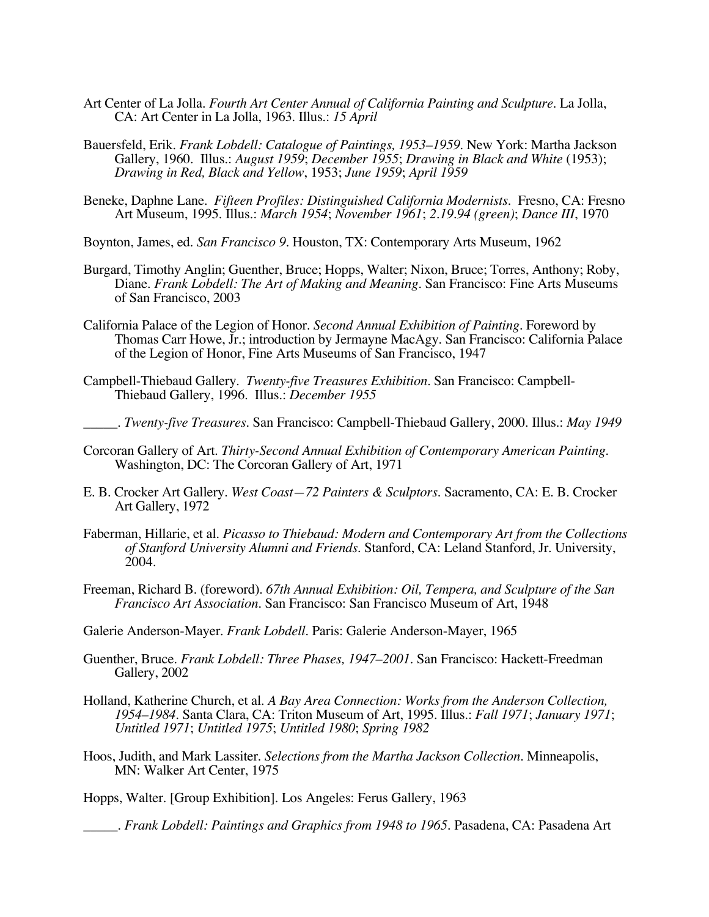Art Center of La Jolla. *Fourth Art Center Annual of California Painting and Sculpture*. La Jolla, CA: Art Center in La Jolla, 1963. Illus.: *15 April*

Bauersfeld, Erik. *Frank Lobdell: Catalogue of Paintings, 1953–1959*. New York: Martha Jackson Gallery, 1960. Illus.: *August 1959*; *December 1955*; *Drawing in Black and White* (1953); *Drawing in Red, Black and Yellow*, 1953; *June 1959*; *April 1959*

Beneke, Daphne Lane. *Fifteen Profiles: Distinguished California Modernists.* Fresno, CA: Fresno Art Museum, 1995. Illus.: *March 1954*; *November 1961*; *2.19.94 (green)*; *Dance III*, 1970

Boynton, James, ed. *San Francisco 9*. Houston, TX: Contemporary Arts Museum, 1962

Burgard, Timothy Anglin; Guenther, Bruce; Hopps, Walter; Nixon, Bruce; Torres, Anthony; Roby, Diane. *Frank Lobdell: The Art of Making and Meaning*. San Francisco: Fine Arts Museums of San Francisco, 2003

California Palace of the Legion of Honor. *Second Annual Exhibition of Painting*. Foreword by Thomas Carr Howe, Jr.; introduction by Jermayne MacAgy. San Francisco: California Palace of the Legion of Honor, Fine Arts Museums of San Francisco, 1947

Campbell-Thiebaud Gallery. *Twenty-five Treasures Exhibition*. San Francisco: Campbell-Thiebaud Gallery, 1996. Illus.: *December 1955*

_____. *Twenty-five Treasures*. San Francisco: Campbell-Thiebaud Gallery, 2000. Illus.: *May 1949*

Corcoran Gallery of Art. *Thirty-Second Annual Exhibition of Contemporary American Painting*. Washington, DC: The Corcoran Gallery of Art, 1971

E. B. Crocker Art Gallery. *West Coast—72 Painters & Sculptors*. Sacramento, CA: E. B. Crocker Art Gallery, 1972

Faberman, Hillarie, et al. *Picasso to Thiebaud: Modern and Contemporary Art from the Collections of Stanford University Alumni and Friends*. Stanford, CA: Leland Stanford, Jr. University, 2004.

Freeman, Richard B. (foreword). *67th Annual Exhibition: Oil, Tempera, and Sculpture of the San Francisco Art Association*. San Francisco: San Francisco Museum of Art, 1948

Galerie Anderson-Mayer. *Frank Lobdell*. Paris: Galerie Anderson-Mayer, 1965

Guenther, Bruce. *Frank Lobdell: Three Phases, 1947–2001*. San Francisco: Hackett-Freedman Gallery, 2002

Holland, Katherine Church, et al. *A Bay Area Connection: Works from the Anderson Collection, 1954–1984*. Santa Clara, CA: Triton Museum of Art, 1995. Illus.: *Fall 1971*; *January 1971*; *Untitled 1971*; *Untitled 1975*; *Untitled 1980*; *Spring 1982*

Hoos, Judith, and Mark Lassiter. *Selections from the Martha Jackson Collection*. Minneapolis, MN: Walker Art Center, 1975

Hopps, Walter. [Group Exhibition]. Los Angeles: Ferus Gallery, 1963

_____. *Frank Lobdell: Paintings and Graphics from 1948 to 1965*. Pasadena, CA: Pasadena Art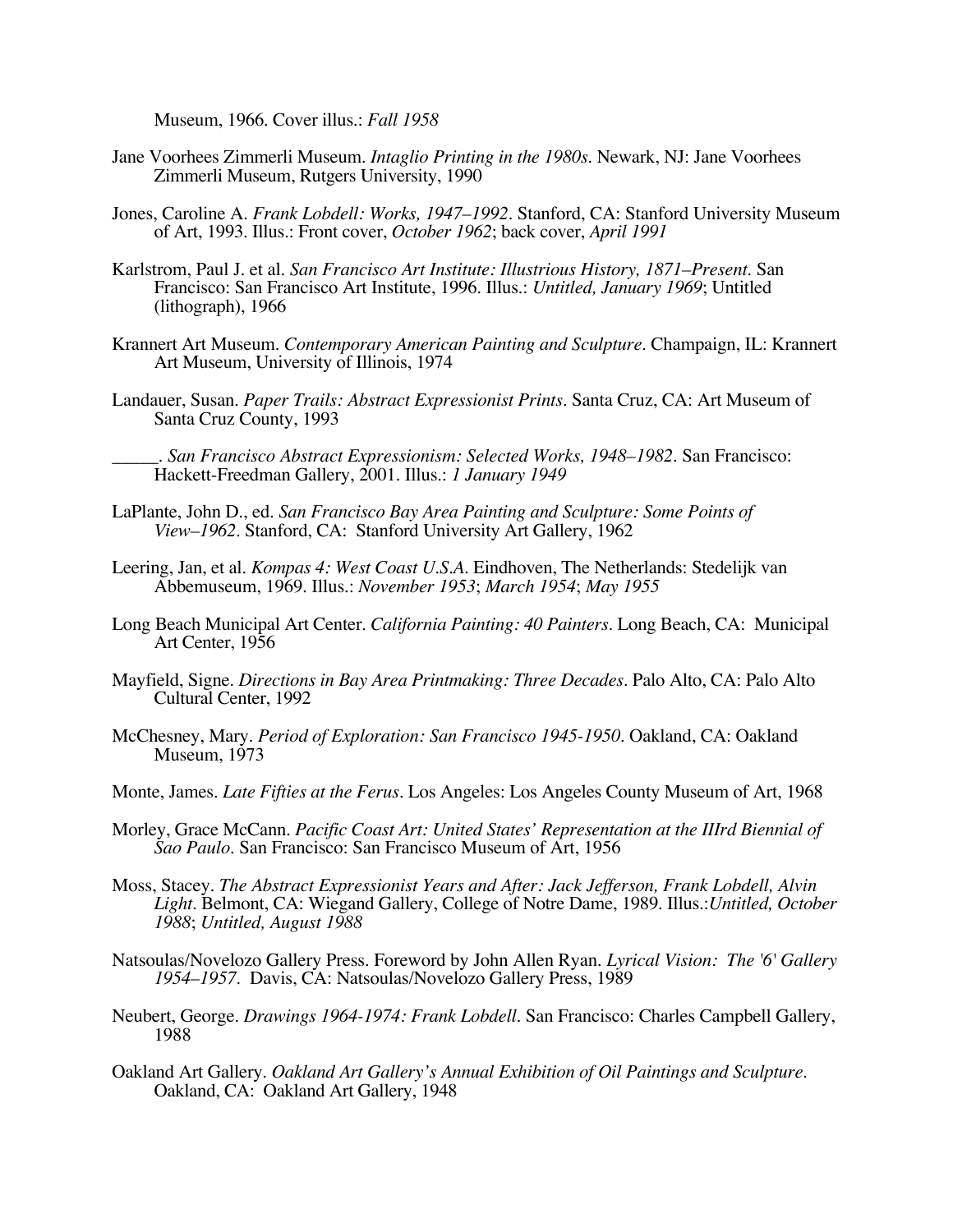Museum, 1966. Cover illus.: *Fall 1958*

Jane Voorhees Zimmerli Museum. *Intaglio Printing in the 1980s*. Newark, NJ: Jane Voorhees Zimmerli Museum, Rutgers University, 1990

Jones, Caroline A. *Frank Lobdell: Works, 1947–1992*. Stanford, CA: Stanford University Museum of Art, 1993. Illus.: Front cover, *October 1962*; back cover, *April 1991*

Karlstrom, Paul J. et al. *San Francisco Art Institute: Illustrious History, 1871–Present*. San Francisco: San Francisco Art Institute, 1996. Illus.: *Untitled, January 1969*; Untitled (lithograph), 1966

Krannert Art Museum. *Contemporary American Painting and Sculpture*. Champaign, IL: Krannert Art Museum, University of Illinois, 1974

Landauer, Susan. *Paper Trails: Abstract Expressionist Prints*. Santa Cruz, CA: Art Museum of Santa Cruz County, 1993

_____. *San Francisco Abstract Expressionism: Selected Works, 1948–1982*. San Francisco: Hackett-Freedman Gallery, 2001. Illus.: *1 January 1949*

LaPlante, John D., ed. *San Francisco Bay Area Painting and Sculpture: Some Points of View–1962*. Stanford, CA: Stanford University Art Gallery, 1962

Leering, Jan, et al. *Kompas 4: West Coast U.S.A*. Eindhoven, The Netherlands: Stedelijk van Abbemuseum, 1969. Illus.: *November 1953*; *March 1954*; *May 1955*

Long Beach Municipal Art Center. *California Painting: 40 Painters*. Long Beach, CA: Municipal Art Center, 1956

Mayfield, Signe. *Directions in Bay Area Printmaking: Three Decades*. Palo Alto, CA: Palo Alto Cultural Center, 1992

McChesney, Mary. *Period of Exploration: San Francisco 1945-1950*. Oakland, CA: Oakland Museum, 1973

Monte, James. *Late Fifties at the Ferus*. Los Angeles: Los Angeles County Museum of Art, 1968

Morley, Grace McCann. *Pacific Coast Art: United States' Representation at the IIIrd Biennial of Sao Paulo*. San Francisco: San Francisco Museum of Art, 1956

Moss, Stacey. *The Abstract Expressionist Years and After: Jack Jefferson, Frank Lobdell, Alvin Light*. Belmont, CA: Wiegand Gallery, College of Notre Dame, 1989. Illus.:*Untitled, October 1988*; *Untitled, August 1988*

Natsoulas/Novelozo Gallery Press. Foreword by John Allen Ryan. *Lyrical Vision: The '6' Gallery 1954–1957*. Davis, CA: Natsoulas/Novelozo Gallery Press, 1989

Neubert, George. *Drawings 1964-1974: Frank Lobdell*. San Francisco: Charles Campbell Gallery, 1988

Oakland Art Gallery. *Oakland Art Gallery's Annual Exhibition of Oil Paintings and Sculpture*. Oakland, CA: Oakland Art Gallery, 1948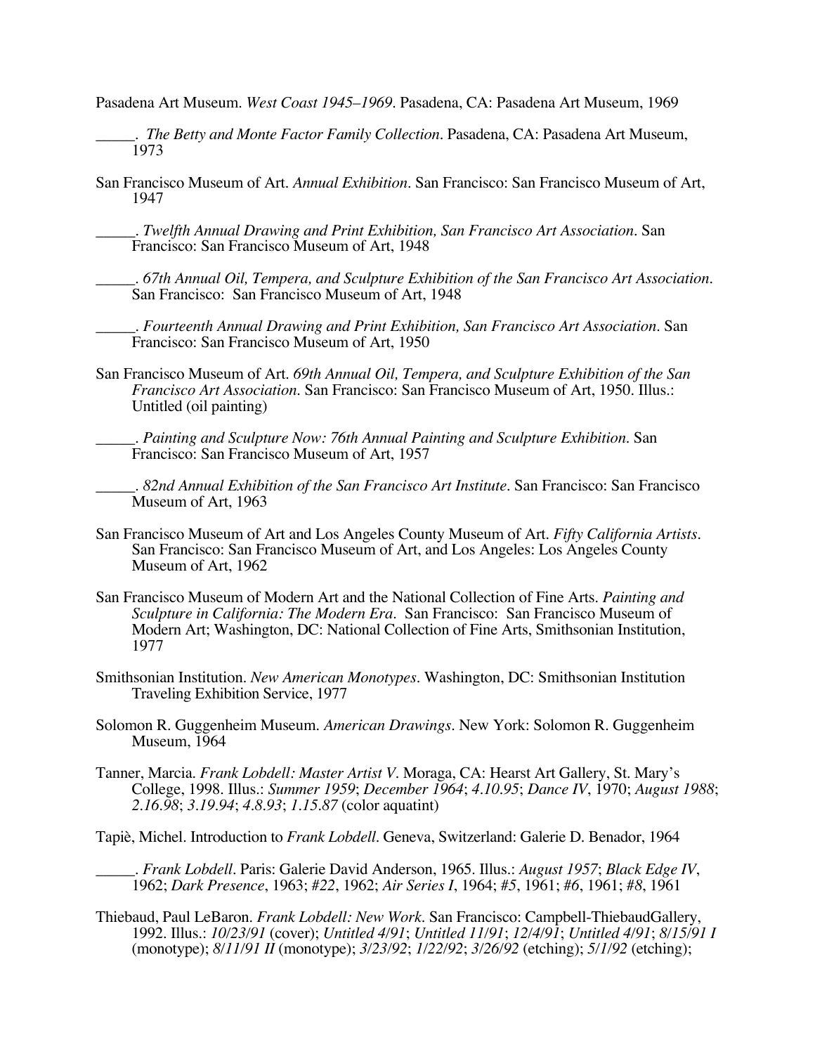Pasadena Art Museum. *West Coast 1945–1969*. Pasadena, CA: Pasadena Art Museum, 1969

_____. *The Betty and Monte Factor Family Collection*. Pasadena, CA: Pasadena Art Museum, 1973

San Francisco Museum of Art. *Annual Exhibition*. San Francisco: San Francisco Museum of Art, 1947

_____. *Twelfth Annual Drawing and Print Exhibition, San Francisco Art Association*. San Francisco: San Francisco Museum of Art, 1948

_____. *67th Annual Oil, Tempera, and Sculpture Exhibition of the San Francisco Art Association*. San Francisco: San Francisco Museum of Art, 1948

_____. *Fourteenth Annual Drawing and Print Exhibition, San Francisco Art Association*. San Francisco: San Francisco Museum of Art, 1950

San Francisco Museum of Art. *69th Annual Oil, Tempera, and Sculpture Exhibition of the San Francisco Art Association*. San Francisco: San Francisco Museum of Art, 1950. Illus.: Untitled (oil painting)

_____. *Painting and Sculpture Now: 76th Annual Painting and Sculpture Exhibition*. San Francisco: San Francisco Museum of Art, 1957

_____. *82nd Annual Exhibition of the San Francisco Art Institute*. San Francisco: San Francisco Museum of Art, 1963

San Francisco Museum of Art and Los Angeles County Museum of Art. *Fifty California Artists*. San Francisco: San Francisco Museum of Art, and Los Angeles: Los Angeles County Museum of Art, 1962

San Francisco Museum of Modern Art and the National Collection of Fine Arts. *Painting and Sculpture in California: The Modern Era*. San Francisco: San Francisco Museum of Modern Art; Washington, DC: National Collection of Fine Arts, Smithsonian Institution, 1977

Smithsonian Institution. *New American Monotypes*. Washington, DC: Smithsonian Institution Traveling Exhibition Service, 1977

Solomon R. Guggenheim Museum. *American Drawings*. New York: Solomon R. Guggenheim Museum, 1964

Tanner, Marcia. *Frank Lobdell: Master Artist V*. Moraga, CA: Hearst Art Gallery, St. Mary's College, 1998. Illus.: *Summer 1959*; *December 1964*; *4.10.95*; *Dance IV*, 1970; *August 1988*; *2.16.98*; *3.19.94*; *4.8.93*; *1.15.87* (color aquatint)

Tapiè, Michel. Introduction to *Frank Lobdell*. Geneva, Switzerland: Galerie D. Benador, 1964

_____. *Frank Lobdell*. Paris: Galerie David Anderson, 1965. Illus.: *August 1957*; *Black Edge IV*, 1962; *Dark Presence*, 1963; *#22*, 1962; *Air Series I*, 1964; *#5*, 1961; *#6*, 1961; *#8*, 1961

Thiebaud, Paul LeBaron. *Frank Lobdell: New Work*. San Francisco: Campbell-ThiebaudGallery, 1992. Illus.: *10/23/91* (cover); *Untitled 4/91*; *Untitled 11/91*; *12/4/91*; *Untitled 4/91*; *8/15/91 I* (monotype); *8/11/91 II* (monotype); *3/23/92*; *1/22/92*; *3/26/92* (etching); *5/1/92* (etching);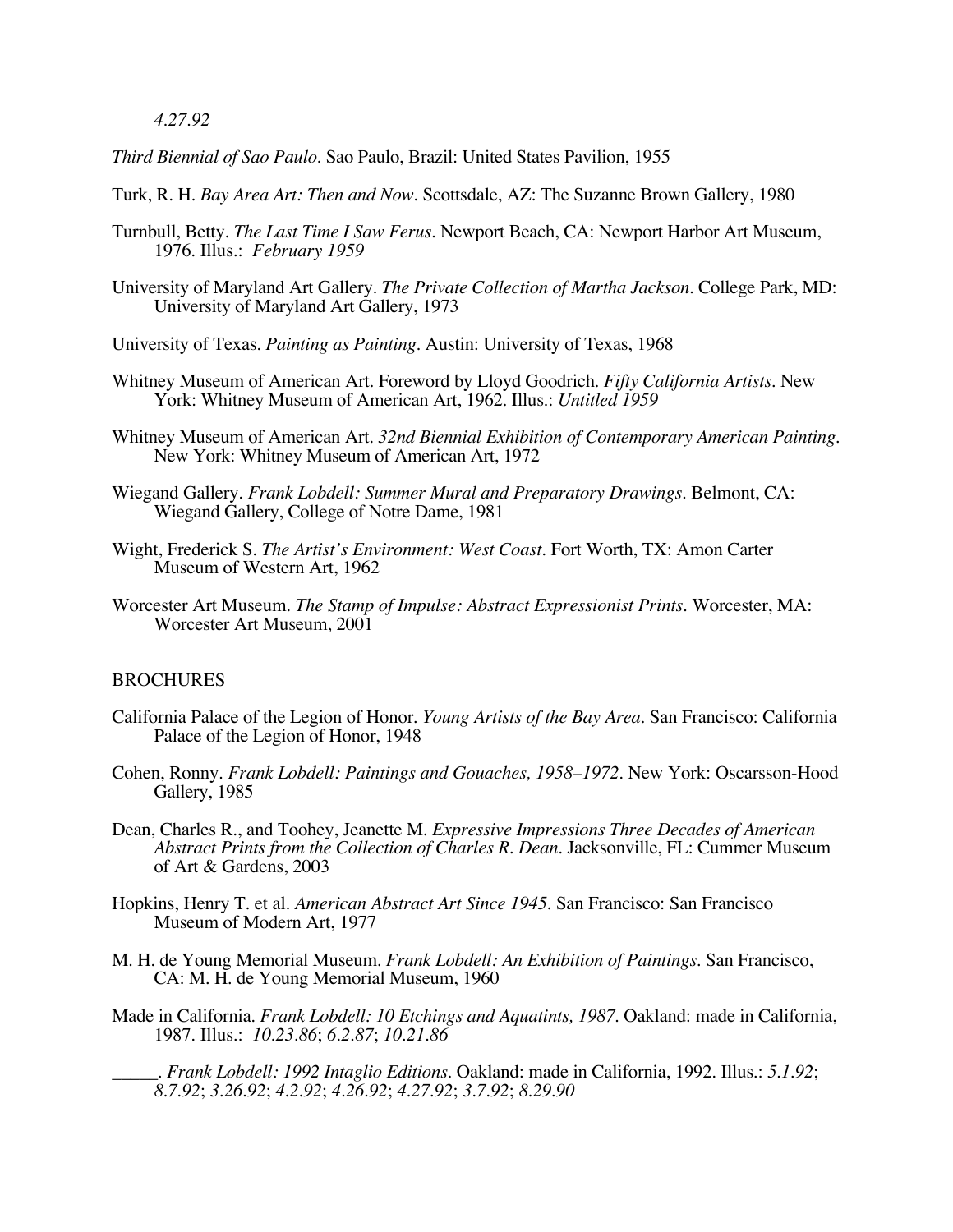*4.27.92*

*Third Biennial of Sao Paulo*. Sao Paulo, Brazil: United States Pavilion, 1955

Turk, R. H. *Bay Area Art: Then and Now*. Scottsdale, AZ: The Suzanne Brown Gallery, 1980

Turnbull, Betty. *The Last Time I Saw Ferus*. Newport Beach, CA: Newport Harbor Art Museum, 1976. Illus.: *February 1959*

University of Maryland Art Gallery. *The Private Collection of Martha Jackson*. College Park, MD: University of Maryland Art Gallery, 1973

University of Texas. *Painting as Painting*. Austin: University of Texas, 1968

Whitney Museum of American Art. Foreword by Lloyd Goodrich. *Fifty California Artists*. New York: Whitney Museum of American Art, 1962. Illus.: *Untitled 1959*

Whitney Museum of American Art. *32nd Biennial Exhibition of Contemporary American Painting*. New York: Whitney Museum of American Art, 1972

Wiegand Gallery. *Frank Lobdell: Summer Mural and Preparatory Drawings*. Belmont, CA: Wiegand Gallery, College of Notre Dame, 1981

Wight, Frederick S. *The Artist's Environment: West Coast*. Fort Worth, TX: Amon Carter Museum of Western Art, 1962

Worcester Art Museum. *The Stamp of Impulse: Abstract Expressionist Prints*. Worcester, MA: Worcester Art Museum, 2001

## BROCHURES

California Palace of the Legion of Honor. *Young Artists of the Bay Area*. San Francisco: California Palace of the Legion of Honor, 1948

Cohen, Ronny. *Frank Lobdell: Paintings and Gouaches, 1958–1972*. New York: Oscarsson-Hood Gallery, 1985

Dean, Charles R., and Toohey, Jeanette M. *Expressive Impressions Three Decades of American Abstract Prints from the Collection of Charles R. Dean*. Jacksonville, FL: Cummer Museum of Art & Gardens, 2003

Hopkins, Henry T. et al. *American Abstract Art Since 1945*. San Francisco: San Francisco Museum of Modern Art, 1977

M. H. de Young Memorial Museum. *Frank Lobdell: An Exhibition of Paintings*. San Francisco, CA: M. H. de Young Memorial Museum, 1960

Made in California. *Frank Lobdell: 10 Etchings and Aquatints, 1987*. Oakland: made in California, 1987. Illus.: *10.23.86*; *6.2.87*; *10.21.86*

_____. *Frank Lobdell: 1992 Intaglio Editions*. Oakland: made in California, 1992. Illus.: *5.1.92*; *8.7.92*; *3.26.92*; *4.2.92*; *4.26.92*; *4.27.92*; *3.7.92*; *8.29.90*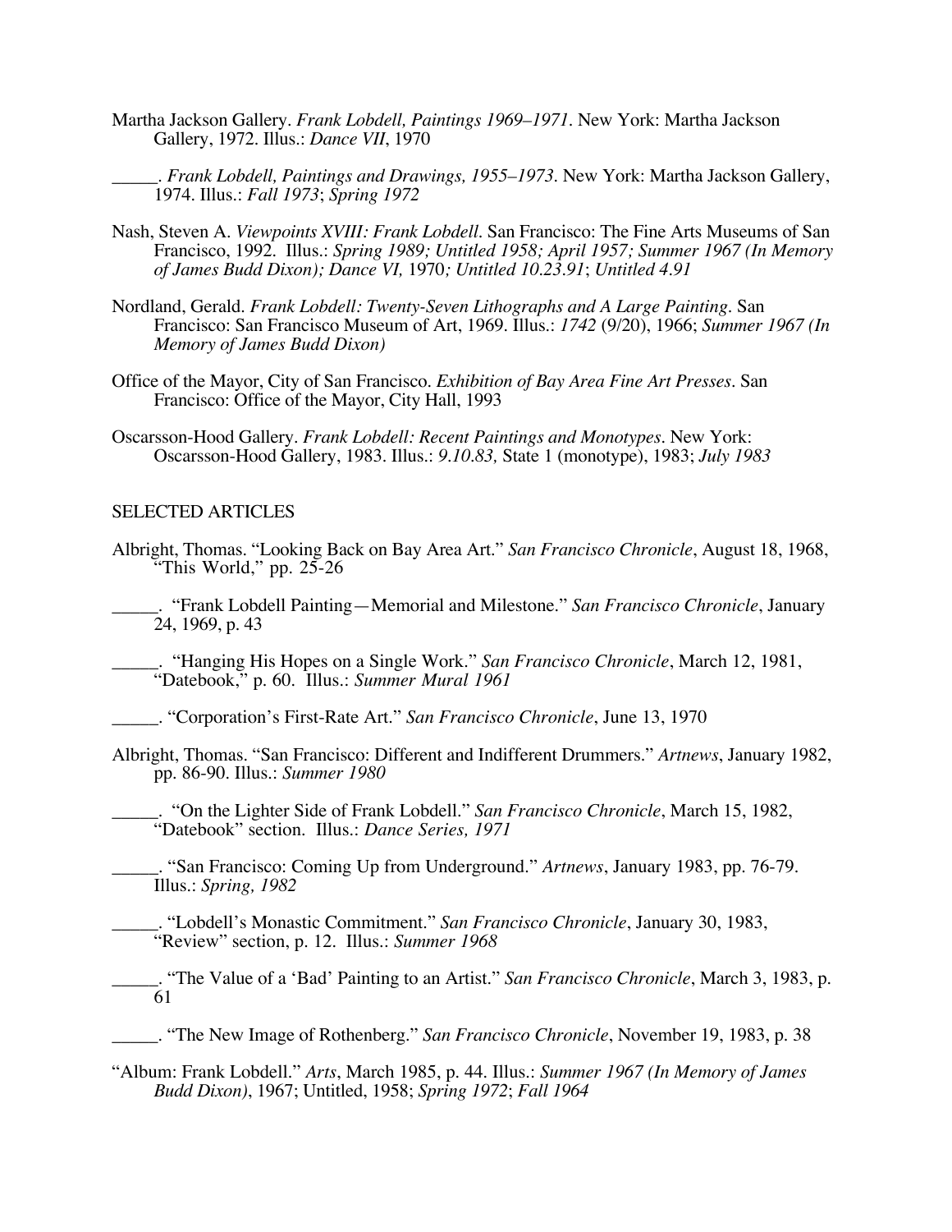Martha Jackson Gallery. *Frank Lobdell, Paintings 1969–1971*. New York: Martha Jackson Gallery, 1972. Illus.: *Dance VII*, 1970

_____. *Frank Lobdell, Paintings and Drawings, 1955–1973*. New York: Martha Jackson Gallery, 1974. Illus.: *Fall 1973*; *Spring 1972*

Nash, Steven A. *Viewpoints XVIII: Frank Lobdell*. San Francisco: The Fine Arts Museums of San Francisco, 1992. Illus.: *Spring 1989; Untitled 1958; April 1957; Summer 1967 (In Memory of James Budd Dixon); Dance VI,* 1970*; Untitled 10.23.91*; *Untitled 4.91*

Nordland, Gerald. *Frank Lobdell: Twenty-Seven Lithographs and A Large Painting*. San Francisco: San Francisco Museum of Art, 1969. Illus.: *1742* (9/20), 1966; *Summer 1967 (In Memory of James Budd Dixon)*

Office of the Mayor, City of San Francisco. *Exhibition of Bay Area Fine Art Presses*. San Francisco: Office of the Mayor, City Hall, 1993

Oscarsson-Hood Gallery. *Frank Lobdell: Recent Paintings and Monotypes*. New York: Oscarsson-Hood Gallery, 1983. Illus.: *9.10.83,* State 1 (monotype), 1983; *July 1983*

## SELECTED ARTICLES

Albright, Thomas. "Looking Back on Bay Area Art." *San Francisco Chronicle*, August 18, 1968, "This World," pp. 25-26

_____. "Frank Lobdell Painting—Memorial and Milestone." *San Francisco Chronicle*, January 24, 1969, p. 43

_____. "Hanging His Hopes on a Single Work." *San Francisco Chronicle*, March 12, 1981, "Datebook," p. 60. Illus.: *Summer Mural 1961*

_____. "Corporation's First-Rate Art." *San Francisco Chronicle*, June 13, 1970

Albright, Thomas. "San Francisco: Different and Indifferent Drummers." *Artnews*, January 1982, pp. 86-90. Illus.: *Summer 1980*

_____. "On the Lighter Side of Frank Lobdell." *San Francisco Chronicle*, March 15, 1982, "Datebook" section. Illus.: *Dance Series, 1971*

_____. "San Francisco: Coming Up from Underground." *Artnews*, January 1983, pp. 76-79. Illus.: *Spring, 1982*

_____. "Lobdell's Monastic Commitment." *San Francisco Chronicle*, January 30, 1983, "Review" section, p. 12. Illus.: *Summer 1968*

_____. "The Value of a 'Bad' Painting to an Artist." *San Francisco Chronicle*, March 3, 1983, p. 61

_____. "The New Image of Rothenberg." *San Francisco Chronicle*, November 19, 1983, p. 38

"Album: Frank Lobdell." *Arts*, March 1985, p. 44. Illus.: *Summer 1967 (In Memory of James Budd Dixon)*, 1967; Untitled, 1958; *Spring 1972*; *Fall 1964*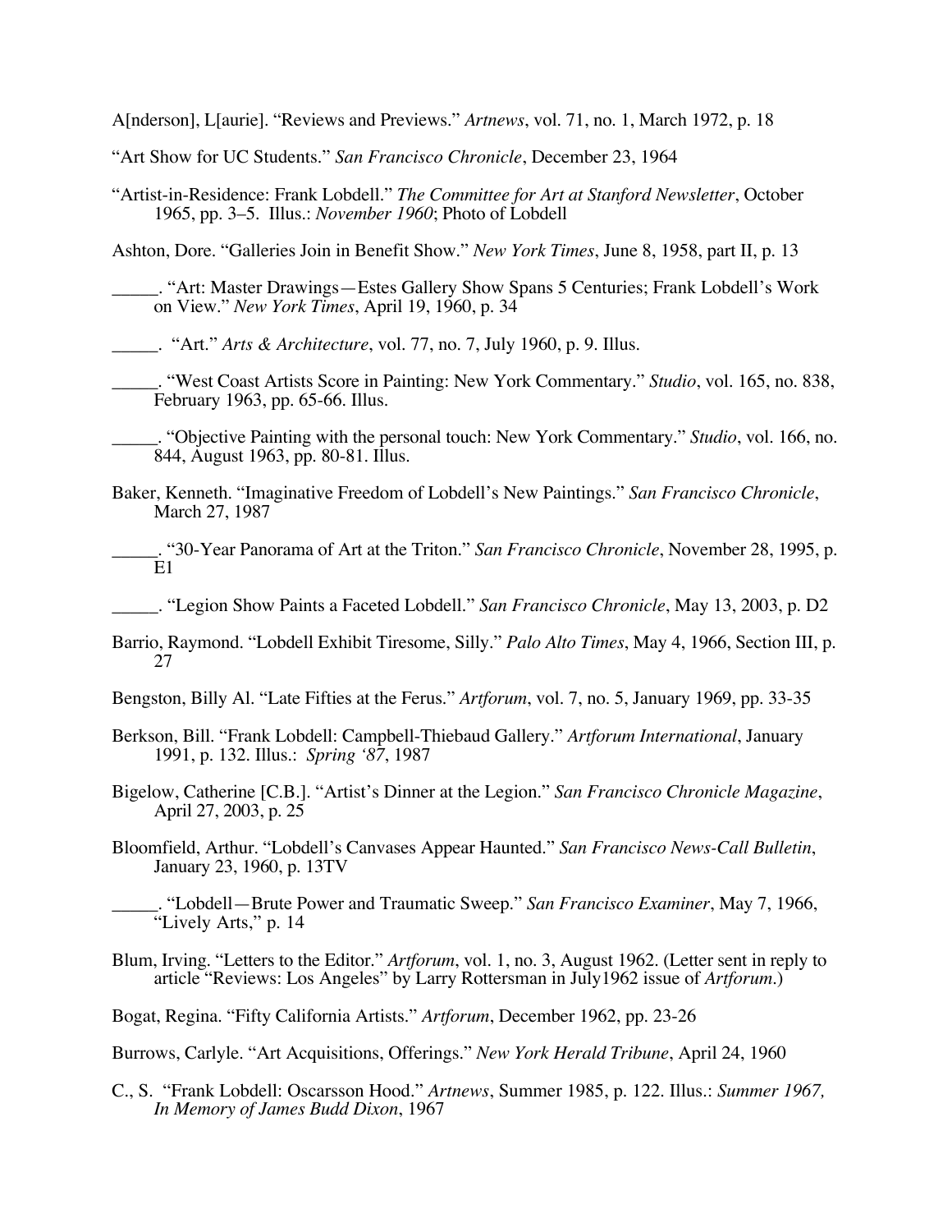A[nderson], L[aurie]. "Reviews and Previews." *Artnews*, vol. 71, no. 1, March 1972, p. 18

"Art Show for UC Students." *San Francisco Chronicle*, December 23, 1964

"Artist-in-Residence: Frank Lobdell." *The Committee for Art at Stanford Newsletter*, October 1965, pp. 3–5. Illus.: *November 1960*; Photo of Lobdell

Ashton, Dore. "Galleries Join in Benefit Show." *New York Times*, June 8, 1958, part II, p. 13

_____. "Art: Master Drawings—Estes Gallery Show Spans 5 Centuries; Frank Lobdell's Work on View." *New York Times*, April 19, 1960, p. 34

_____. "Art." *Arts & Architecture*, vol. 77, no. 7, July 1960, p. 9. Illus.

_____. "West Coast Artists Score in Painting: New York Commentary." *Studio*, vol. 165, no. 838, February 1963, pp. 65-66. Illus.

_____. "Objective Painting with the personal touch: New York Commentary." *Studio*, vol. 166, no. 844, August 1963, pp. 80-81. Illus.

Baker, Kenneth. "Imaginative Freedom of Lobdell's New Paintings." *San Francisco Chronicle*, March 27, 1987

_____. "30-Year Panorama of Art at the Triton." *San Francisco Chronicle*, November 28, 1995, p. E1

_____. "Legion Show Paints a Faceted Lobdell." *San Francisco Chronicle*, May 13, 2003, p. D2

Barrio, Raymond. "Lobdell Exhibit Tiresome, Silly." *Palo Alto Times*, May 4, 1966, Section III, p. 27

Bengston, Billy Al. "Late Fifties at the Ferus." *Artforum*, vol. 7, no. 5, January 1969, pp. 33-35

Berkson, Bill. "Frank Lobdell: Campbell-Thiebaud Gallery." *Artforum International*, January 1991, p. 132. Illus.: *Spring '87*, 1987

Bigelow, Catherine [C.B.]. "Artist's Dinner at the Legion." *San Francisco Chronicle Magazine*, April 27, 2003, p. 25

Bloomfield, Arthur. "Lobdell's Canvases Appear Haunted." *San Francisco News-Call Bulletin*, January 23, 1960, p. 13TV

_____. "Lobdell—Brute Power and Traumatic Sweep." *San Francisco Examiner*, May 7, 1966, "Lively Arts," p. 14

Blum, Irving. "Letters to the Editor." *Artforum*, vol. 1, no. 3, August 1962. (Letter sent in reply to article "Reviews: Los Angeles" by Larry Rottersman in July1962 issue of *Artforum*.)

Bogat, Regina. "Fifty California Artists." *Artforum*, December 1962, pp. 23-26

Burrows, Carlyle. "Art Acquisitions, Offerings." *New York Herald Tribune*, April 24, 1960

C., S. "Frank Lobdell: Oscarsson Hood." *Artnews*, Summer 1985, p. 122. Illus.: *Summer 1967, In Memory of James Budd Dixon*, 1967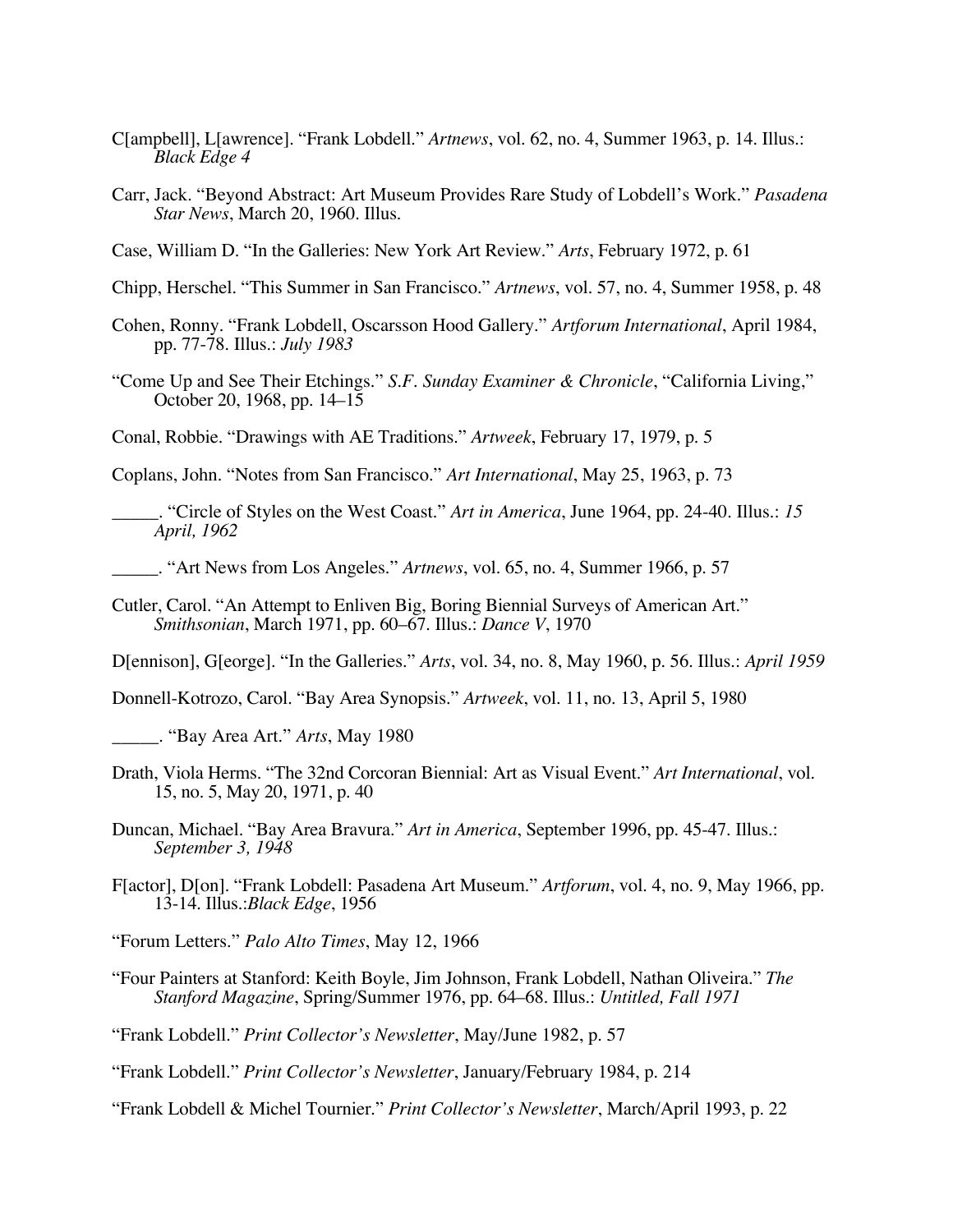C[ampbell], L[awrence]. “Frank Lobdell.” *Artnews*, vol. 62, no. 4, Summer 1963, p. 14. Illus.: *Black Edge 4*

Carr, Jack. “Beyond Abstract: Art Museum Provides Rare Study of Lobdell’s Work.” *Pasadena Star News*, March 20, 1960. Illus.

Case, William D. “In the Galleries: New York Art Review.” *Arts*, February 1972, p. 61

Chipp, Herschel. “This Summer in San Francisco.” *Artnews*, vol. 57, no. 4, Summer 1958, p. 48

Cohen, Ronny. “Frank Lobdell, Oscarsson Hood Gallery.” *Artforum International*, April 1984, pp. 77-78. Illus.: *July 1983*

“Come Up and See Their Etchings.” *S.F. Sunday Examiner & Chronicle*, “California Living,” October 20, 1968, pp. 14–15

Conal, Robbie. “Drawings with AE Traditions.” *Artweek*, February 17, 1979, p. 5

Coplans, John. “Notes from San Francisco.” *Art International*, May 25, 1963, p. 73

_____. “Circle of Styles on the West Coast.” *Art in America*, June 1964, pp. 24-40. Illus.: *15 April, 1962*

_____. “Art News from Los Angeles.” *Artnews*, vol. 65, no. 4, Summer 1966, p. 57

Cutler, Carol. “An Attempt to Enliven Big, Boring Biennial Surveys of American Art.” *Smithsonian*, March 1971, pp. 60–67. Illus.: *Dance V*, 1970

D[ennison], G[eorge]. “In the Galleries.” *Arts*, vol. 34, no. 8, May 1960, p. 56. Illus.: *April 1959*

Donnell-Kotrozo, Carol. “Bay Area Synopsis.” *Artweek*, vol. 11, no. 13, April 5, 1980

_____. “Bay Area Art.” *Arts*, May 1980

Drath, Viola Herms. “The 32nd Corcoran Biennial: Art as Visual Event.” *Art International*, vol. 15, no. 5, May 20, 1971, p. 40

Duncan, Michael. “Bay Area Bravura.” *Art in America*, September 1996, pp. 45-47. Illus.: *September 3, 1948*

F[actor], D[on]. “Frank Lobdell: Pasadena Art Museum.” *Artforum*, vol. 4, no. 9, May 1966, pp. 13-14. Illus.:*Black Edge*, 1956

“Forum Letters.” *Palo Alto Times*, May 12, 1966

“Four Painters at Stanford: Keith Boyle, Jim Johnson, Frank Lobdell, Nathan Oliveira.” *The Stanford Magazine*, Spring/Summer 1976, pp. 64–68. Illus.: *Untitled, Fall 1971*

“Frank Lobdell.” *Print Collector’s Newsletter*, May/June 1982, p. 57

“Frank Lobdell.” *Print Collector’s Newsletter*, January/February 1984, p. 214

“Frank Lobdell & Michel Tournier.” *Print Collector’s Newsletter*, March/April 1993, p. 22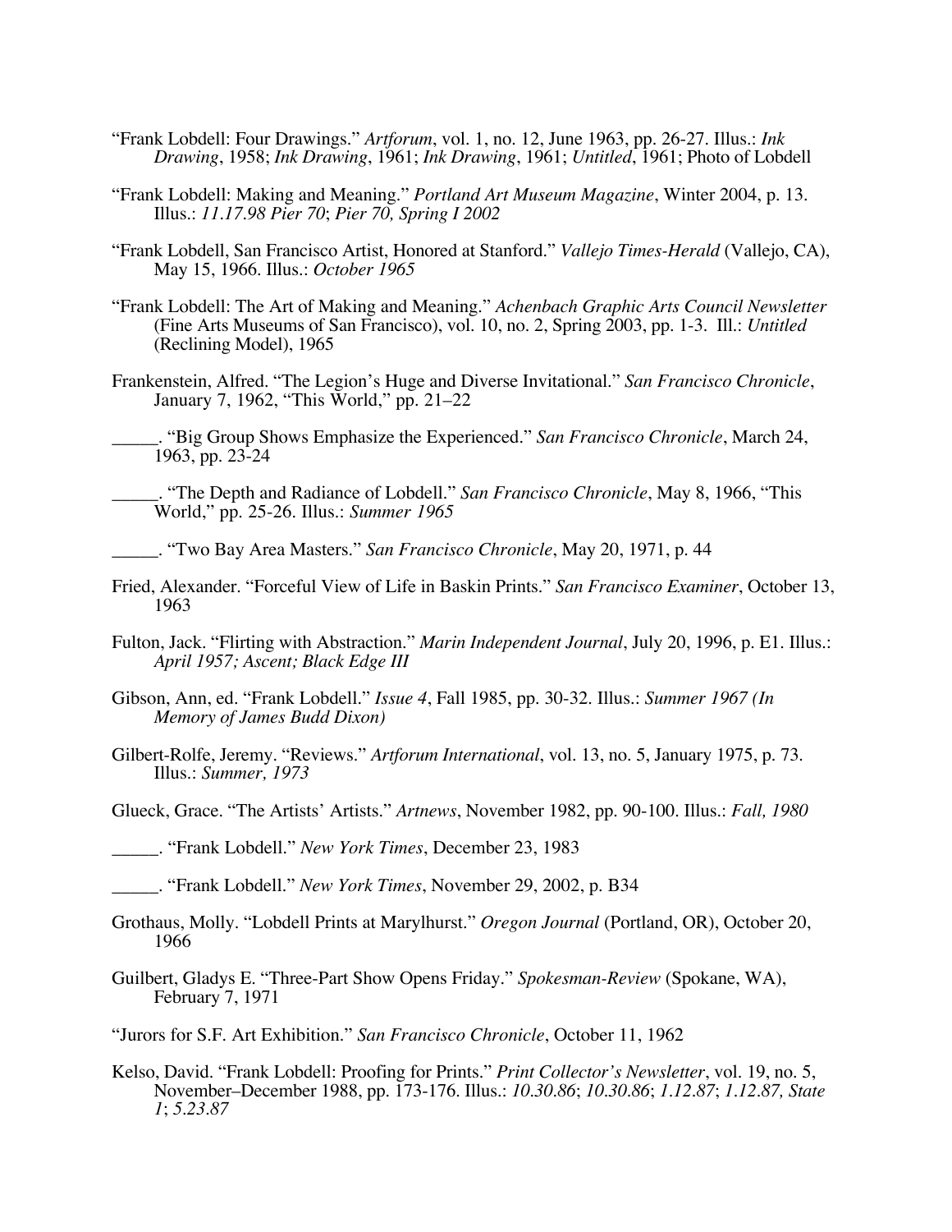"Frank Lobdell: Four Drawings." *Artforum*, vol. 1, no. 12, June 1963, pp. 26-27. Illus.: *Ink Drawing*, 1958; *Ink Drawing*, 1961; *Ink Drawing*, 1961; *Untitled*, 1961; Photo of Lobdell

"Frank Lobdell: Making and Meaning." *Portland Art Museum Magazine*, Winter 2004, p. 13. Illus.: *11.17.98 Pier 70*; *Pier 70, Spring I 2002*

"Frank Lobdell, San Francisco Artist, Honored at Stanford." *Vallejo Times-Herald* (Vallejo, CA), May 15, 1966. Illus.: *October 1965*

"Frank Lobdell: The Art of Making and Meaning." *Achenbach Graphic Arts Council Newsletter* (Fine Arts Museums of San Francisco), vol. 10, no. 2, Spring 2003, pp. 1-3. Ill.: *Untitled* (Reclining Model), 1965

Frankenstein, Alfred. "The Legion's Huge and Diverse Invitational." *San Francisco Chronicle*, January 7, 1962, "This World," pp. 21–22

_____. "Big Group Shows Emphasize the Experienced." *San Francisco Chronicle*, March 24, 1963, pp. 23-24

_____. "The Depth and Radiance of Lobdell." *San Francisco Chronicle*, May 8, 1966, "This World," pp. 25-26. Illus.: *Summer 1965*

_____. "Two Bay Area Masters." *San Francisco Chronicle*, May 20, 1971, p. 44

Fried, Alexander. "Forceful View of Life in Baskin Prints." *San Francisco Examiner*, October 13, 1963

Fulton, Jack. "Flirting with Abstraction." *Marin Independent Journal*, July 20, 1996, p. E1. Illus.: *April 1957; Ascent; Black Edge III*

Gibson, Ann, ed. "Frank Lobdell." *Issue 4*, Fall 1985, pp. 30-32. Illus.: *Summer 1967 (In Memory of James Budd Dixon)*

Gilbert-Rolfe, Jeremy. "Reviews." *Artforum International*, vol. 13, no. 5, January 1975, p. 73. Illus.: *Summer, 1973*

Glueck, Grace. "The Artists' Artists." *Artnews*, November 1982, pp. 90-100. Illus.: *Fall, 1980*

_____. "Frank Lobdell." *New York Times*, December 23, 1983

_____. "Frank Lobdell." *New York Times*, November 29, 2002, p. B34

Grothaus, Molly. "Lobdell Prints at Marylhurst." *Oregon Journal* (Portland, OR), October 20, 1966

Guilbert, Gladys E. "Three-Part Show Opens Friday." *Spokesman-Review* (Spokane, WA), February 7, 1971

"Jurors for S.F. Art Exhibition." *San Francisco Chronicle*, October 11, 1962

Kelso, David. "Frank Lobdell: Proofing for Prints." *Print Collector's Newsletter*, vol. 19, no. 5, November–December 1988, pp. 173-176. Illus.: *10.30.86*; *10.30.86*; *1.12.87*; *1.12.87, State 1*; *5.23.87*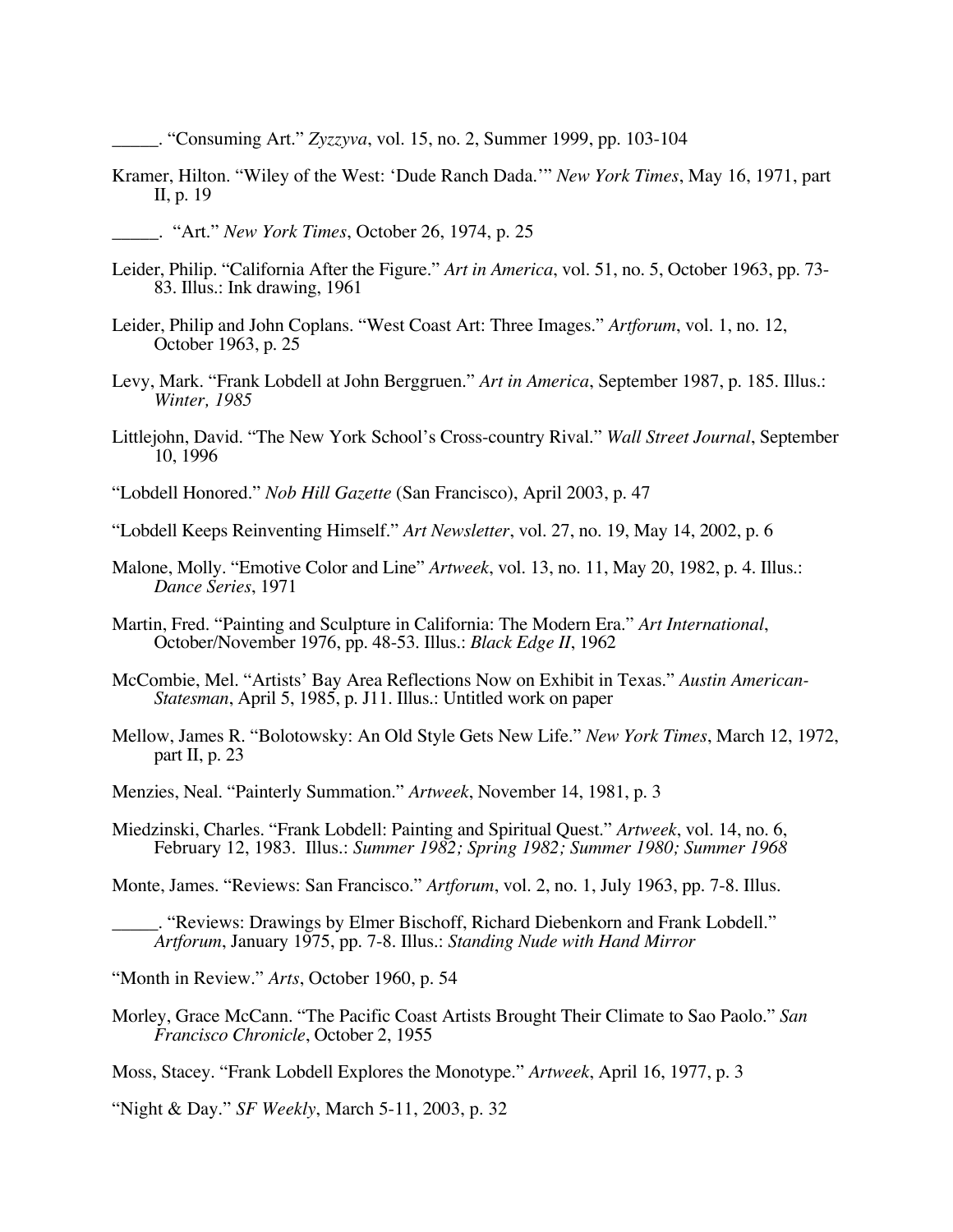\_\_\_\_\_. "Consuming Art." *Zyzzyva*, vol. 15, no. 2, Summer 1999, pp. 103-104

Kramer, Hilton. "Wiley of the West: 'Dude Ranch Dada.'" *New York Times*, May 16, 1971, part II, p. 19

\_\_\_\_\_. "Art." *New York Times*, October 26, 1974, p. 25

Leider, Philip. "California After the Figure." *Art in America*, vol. 51, no. 5, October 1963, pp. 73-83. Illus.: Ink drawing, 1961

Leider, Philip and John Coplans. "West Coast Art: Three Images." *Artforum*, vol. 1, no. 12, October 1963, p. 25

Levy, Mark. "Frank Lobdell at John Berggruen." *Art in America*, September 1987, p. 185. Illus.: *Winter, 1985*

Littlejohn, David. "The New York School's Cross-country Rival." *Wall Street Journal*, September 10, 1996

"Lobdell Honored." *Nob Hill Gazette* (San Francisco), April 2003, p. 47

"Lobdell Keeps Reinventing Himself." *Art Newsletter*, vol. 27, no. 19, May 14, 2002, p. 6

Malone, Molly. "Emotive Color and Line" *Artweek*, vol. 13, no. 11, May 20, 1982, p. 4. Illus.: *Dance Series*, 1971

Martin, Fred. "Painting and Sculpture in California: The Modern Era." *Art International*, October/November 1976, pp. 48-53. Illus.: *Black Edge II*, 1962

McCombie, Mel. "Artists' Bay Area Reflections Now on Exhibit in Texas." *Austin American-Statesman*, April 5, 1985, p. J11. Illus.: Untitled work on paper

Mellow, James R. "Bolotowsky: An Old Style Gets New Life." *New York Times*, March 12, 1972, part II, p. 23

Menzies, Neal. "Painterly Summation." *Artweek*, November 14, 1981, p. 3

Miedzinski, Charles. "Frank Lobdell: Painting and Spiritual Quest." *Artweek*, vol. 14, no. 6, February 12, 1983. Illus.: *Summer 1982; Spring 1982; Summer 1980; Summer 1968*

Monte, James. "Reviews: San Francisco." *Artforum*, vol. 2, no. 1, July 1963, pp. 7-8. Illus.

\_\_\_\_\_. "Reviews: Drawings by Elmer Bischoff, Richard Diebenkorn and Frank Lobdell." *Artforum*, January 1975, pp. 7-8. Illus.: *Standing Nude with Hand Mirror*

"Month in Review." *Arts*, October 1960, p. 54

Morley, Grace McCann. "The Pacific Coast Artists Brought Their Climate to Sao Paolo." *San Francisco Chronicle*, October 2, 1955

Moss, Stacey. "Frank Lobdell Explores the Monotype." *Artweek*, April 16, 1977, p. 3

"Night & Day." *SF Weekly*, March 5-11, 2003, p. 32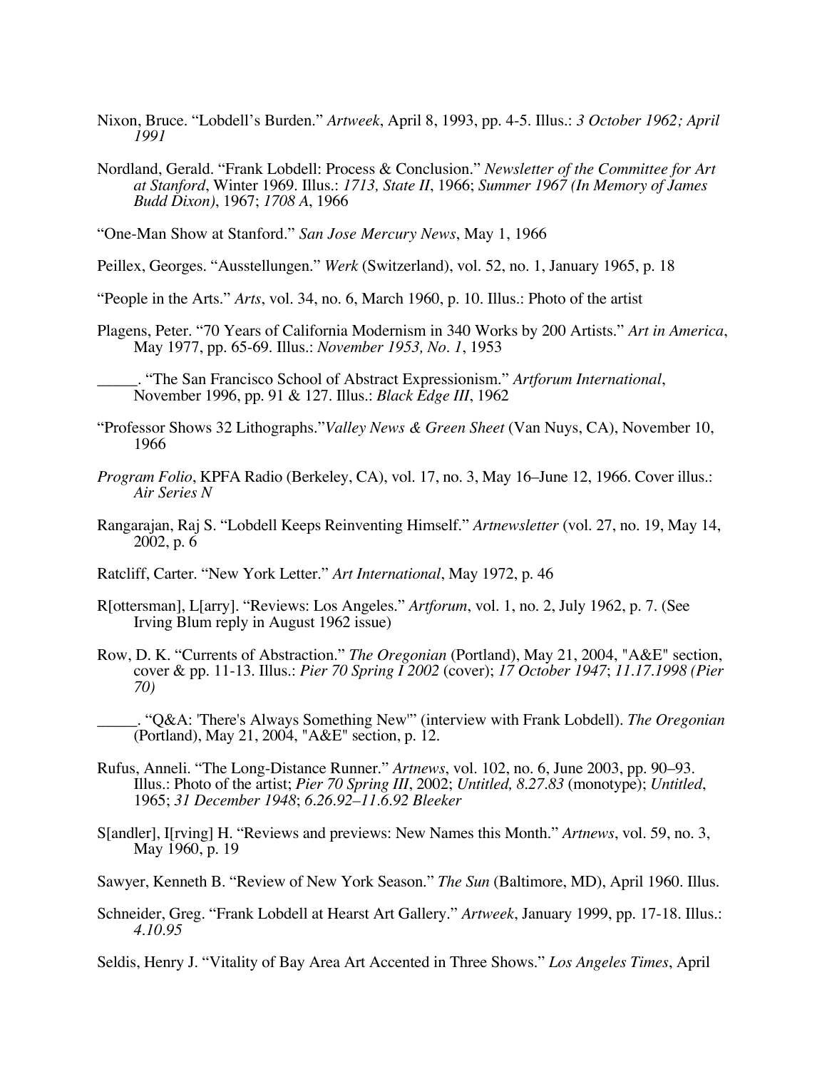Nixon, Bruce. “Lobdell’s Burden.” *Artweek*, April 8, 1993, pp. 4-5. Illus.: *3 October 1962; April 1991*

Nordland, Gerald. “Frank Lobdell: Process & Conclusion.” *Newsletter of the Committee for Art at Stanford*, Winter 1969. Illus.: *1713, State II*, 1966; *Summer 1967 (In Memory of James Budd Dixon)*, 1967; *1708 A*, 1966

“One-Man Show at Stanford.” *San Jose Mercury News*, May 1, 1966

Peillex, Georges. “Ausstellungen.” *Werk* (Switzerland), vol. 52, no. 1, January 1965, p. 18

“People in the Arts.” *Arts*, vol. 34, no. 6, March 1960, p. 10. Illus.: Photo of the artist

Plagens, Peter. “70 Years of California Modernism in 340 Works by 200 Artists.” *Art in America*, May 1977, pp. 65-69. Illus.: *November 1953, No. 1*, 1953

_____. “The San Francisco School of Abstract Expressionism.” *Artforum International*, November 1996, pp. 91 & 127. Illus.: *Black Edge III*, 1962

“Professor Shows 32 Lithographs.”*Valley News & Green Sheet* (Van Nuys, CA), November 10, 1966

*Program Folio*, KPFA Radio (Berkeley, CA), vol. 17, no. 3, May 16–June 12, 1966. Cover illus.: *Air Series N*

Rangarajan, Raj S. “Lobdell Keeps Reinventing Himself.” *Artnewsletter* (vol. 27, no. 19, May 14, 2002, p. 6

Ratcliff, Carter. “New York Letter.” *Art International*, May 1972, p. 46

R[ottersman], L[arry]. “Reviews: Los Angeles.” *Artforum*, vol. 1, no. 2, July 1962, p. 7. (See Irving Blum reply in August 1962 issue)

Row, D. K. “Currents of Abstraction.” *The Oregonian* (Portland), May 21, 2004, "A&E" section, cover & pp. 11-13. Illus.: *Pier 70 Spring I 2002* (cover); *17 October 1947*; *11.17.1998 (Pier 70)*

_____. “Q&A: 'There's Always Something New'” (interview with Frank Lobdell). *The Oregonian* (Portland), May 21, 2004, "A&E" section, p. 12.

Rufus, Anneli. “The Long-Distance Runner.” *Artnews*, vol. 102, no. 6, June 2003, pp. 90–93. Illus.: Photo of the artist; *Pier 70 Spring III*, 2002; *Untitled, 8.27.83* (monotype); *Untitled*, 1965; *31 December 1948*; *6.26.92–11.6.92 Bleeker*

S[andler], I[rving] H. “Reviews and previews: New Names this Month.” *Artnews*, vol. 59, no. 3, May 1960, p. 19

Sawyer, Kenneth B. “Review of New York Season.” *The Sun* (Baltimore, MD), April 1960. Illus.

Schneider, Greg. “Frank Lobdell at Hearst Art Gallery.” *Artweek*, January 1999, pp. 17-18. Illus.: *4.10.95*

Seldis, Henry J. “Vitality of Bay Area Art Accented in Three Shows.” *Los Angeles Times*, April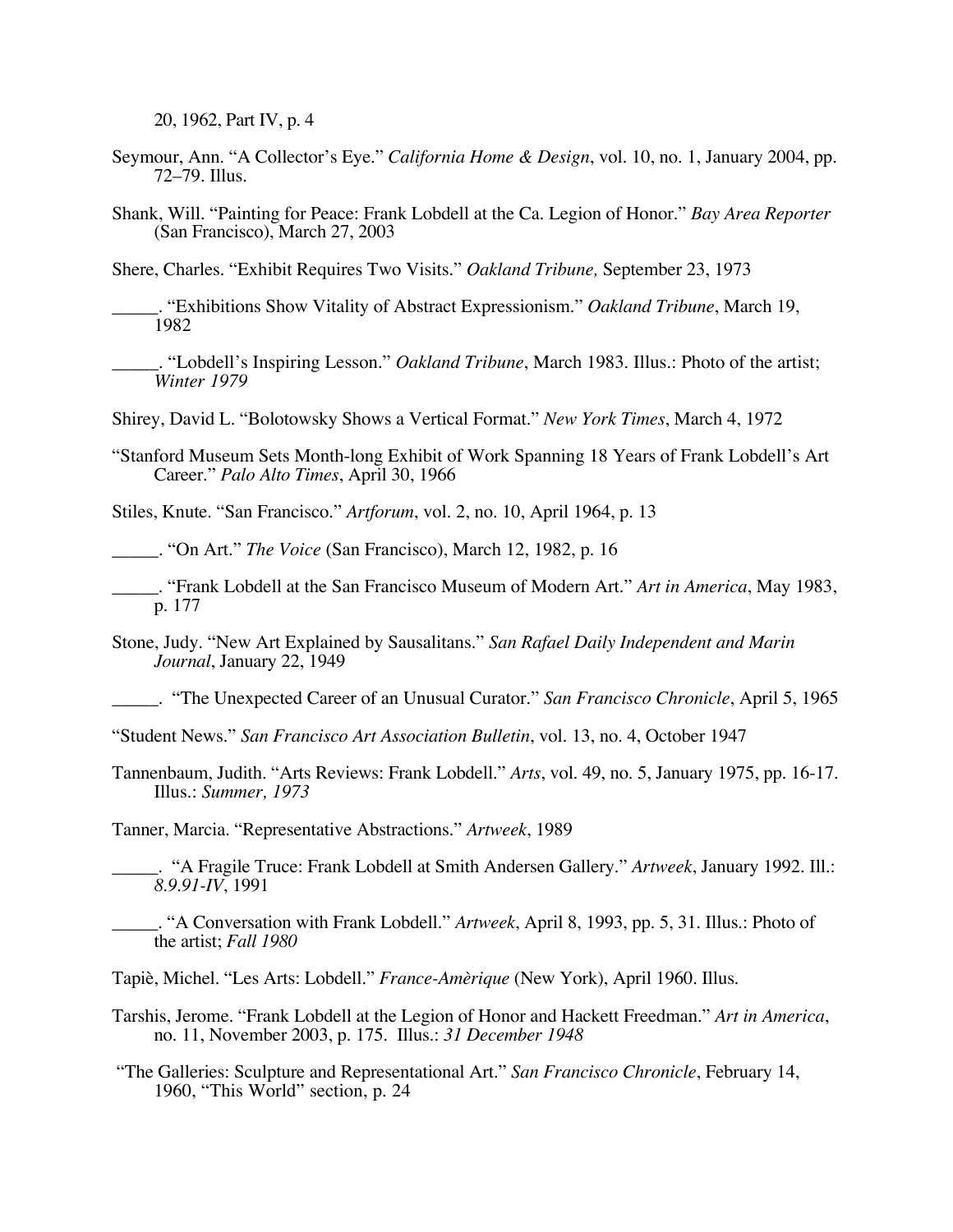20, 1962, Part IV, p. 4

Seymour, Ann. "A Collector's Eye." *California Home & Design*, vol. 10, no. 1, January 2004, pp. 72–79. Illus.

Shank, Will. "Painting for Peace: Frank Lobdell at the Ca. Legion of Honor." *Bay Area Reporter* (San Francisco), March 27, 2003

Shere, Charles. "Exhibit Requires Two Visits." *Oakland Tribune,* September 23, 1973

_____. "Exhibitions Show Vitality of Abstract Expressionism." *Oakland Tribune*, March 19, 1982

_____. "Lobdell's Inspiring Lesson." *Oakland Tribune*, March 1983. Illus.: Photo of the artist; *Winter 1979*

Shirey, David L. "Bolotowsky Shows a Vertical Format." *New York Times*, March 4, 1972

"Stanford Museum Sets Month-long Exhibit of Work Spanning 18 Years of Frank Lobdell's Art Career." *Palo Alto Times*, April 30, 1966

Stiles, Knute. "San Francisco." *Artforum*, vol. 2, no. 10, April 1964, p. 13

_____. "On Art." *The Voice* (San Francisco), March 12, 1982, p. 16

_____. "Frank Lobdell at the San Francisco Museum of Modern Art." *Art in America*, May 1983, p. 177

Stone, Judy. "New Art Explained by Sausalitans." *San Rafael Daily Independent and Marin Journal*, January 22, 1949

_____. "The Unexpected Career of an Unusual Curator." *San Francisco Chronicle*, April 5, 1965

"Student News." *San Francisco Art Association Bulletin*, vol. 13, no. 4, October 1947

Tannenbaum, Judith. "Arts Reviews: Frank Lobdell." *Arts*, vol. 49, no. 5, January 1975, pp. 16-17. Illus.: *Summer, 1973*

Tanner, Marcia. "Representative Abstractions." *Artweek*, 1989

_____. "A Fragile Truce: Frank Lobdell at Smith Andersen Gallery." *Artweek*, January 1992. Ill.: *8.9.91-IV*, 1991

_____. "A Conversation with Frank Lobdell." *Artweek*, April 8, 1993, pp. 5, 31. Illus.: Photo of the artist; *Fall 1980*

Tapiè, Michel. "Les Arts: Lobdell." *France-Amèrique* (New York), April 1960. Illus.

Tarshis, Jerome. "Frank Lobdell at the Legion of Honor and Hackett Freedman." *Art in America*, no. 11, November 2003, p. 175. Illus.: *31 December 1948*

"The Galleries: Sculpture and Representational Art." *San Francisco Chronicle*, February 14, 1960, "This World" section, p. 24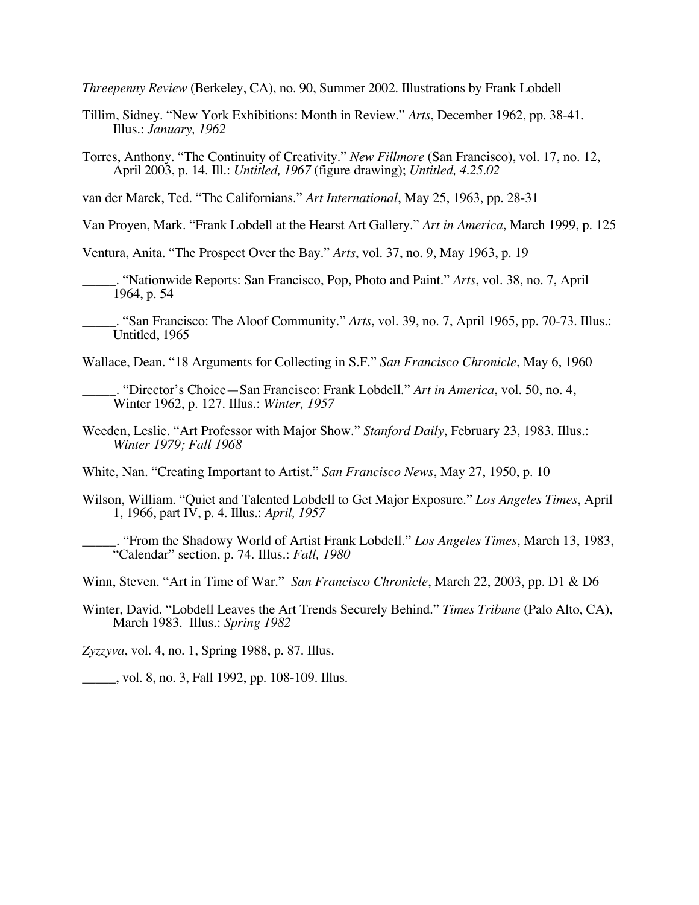*Threepenny Review* (Berkeley, CA), no. 90, Summer 2002. Illustrations by Frank Lobdell

Tillim, Sidney. "New York Exhibitions: Month in Review." *Arts*, December 1962, pp. 38-41. Illus.: *January, 1962*

Torres, Anthony. "The Continuity of Creativity." *New Fillmore* (San Francisco), vol. 17, no. 12, April 2003, p. 14. Ill.: *Untitled, 1967* (figure drawing); *Untitled, 4.25.02*

van der Marck, Ted. "The Californians." *Art International*, May 25, 1963, pp. 28-31

Van Proyen, Mark. "Frank Lobdell at the Hearst Art Gallery." *Art in America*, March 1999, p. 125

Ventura, Anita. "The Prospect Over the Bay." *Arts*, vol. 37, no. 9, May 1963, p. 19

_____. "Nationwide Reports: San Francisco, Pop, Photo and Paint." *Arts*, vol. 38, no. 7, April 1964, p. 54

_____. "San Francisco: The Aloof Community." *Arts*, vol. 39, no. 7, April 1965, pp. 70-73. Illus.: Untitled, 1965

Wallace, Dean. "18 Arguments for Collecting in S.F." *San Francisco Chronicle*, May 6, 1960

_____. "Director's Choice—San Francisco: Frank Lobdell." *Art in America*, vol. 50, no. 4, Winter 1962, p. 127. Illus.: *Winter, 1957*

Weeden, Leslie. "Art Professor with Major Show." *Stanford Daily*, February 23, 1983. Illus.: *Winter 1979; Fall 1968*

White, Nan. "Creating Important to Artist." *San Francisco News*, May 27, 1950, p. 10

Wilson, William. "Quiet and Talented Lobdell to Get Major Exposure." *Los Angeles Times*, April 1, 1966, part IV, p. 4. Illus.: *April, 1957*

_____. "From the Shadowy World of Artist Frank Lobdell." *Los Angeles Times*, March 13, 1983, "Calendar" section, p. 74. Illus.: *Fall, 1980*

Winn, Steven. "Art in Time of War." *San Francisco Chronicle*, March 22, 2003, pp. D1 & D6

Winter, David. "Lobdell Leaves the Art Trends Securely Behind." *Times Tribune* (Palo Alto, CA), March 1983. Illus.: *Spring 1982*

*Zyzzyva*, vol. 4, no. 1, Spring 1988, p. 87. Illus.

_____, vol. 8, no. 3, Fall 1992, pp. 108-109. Illus.